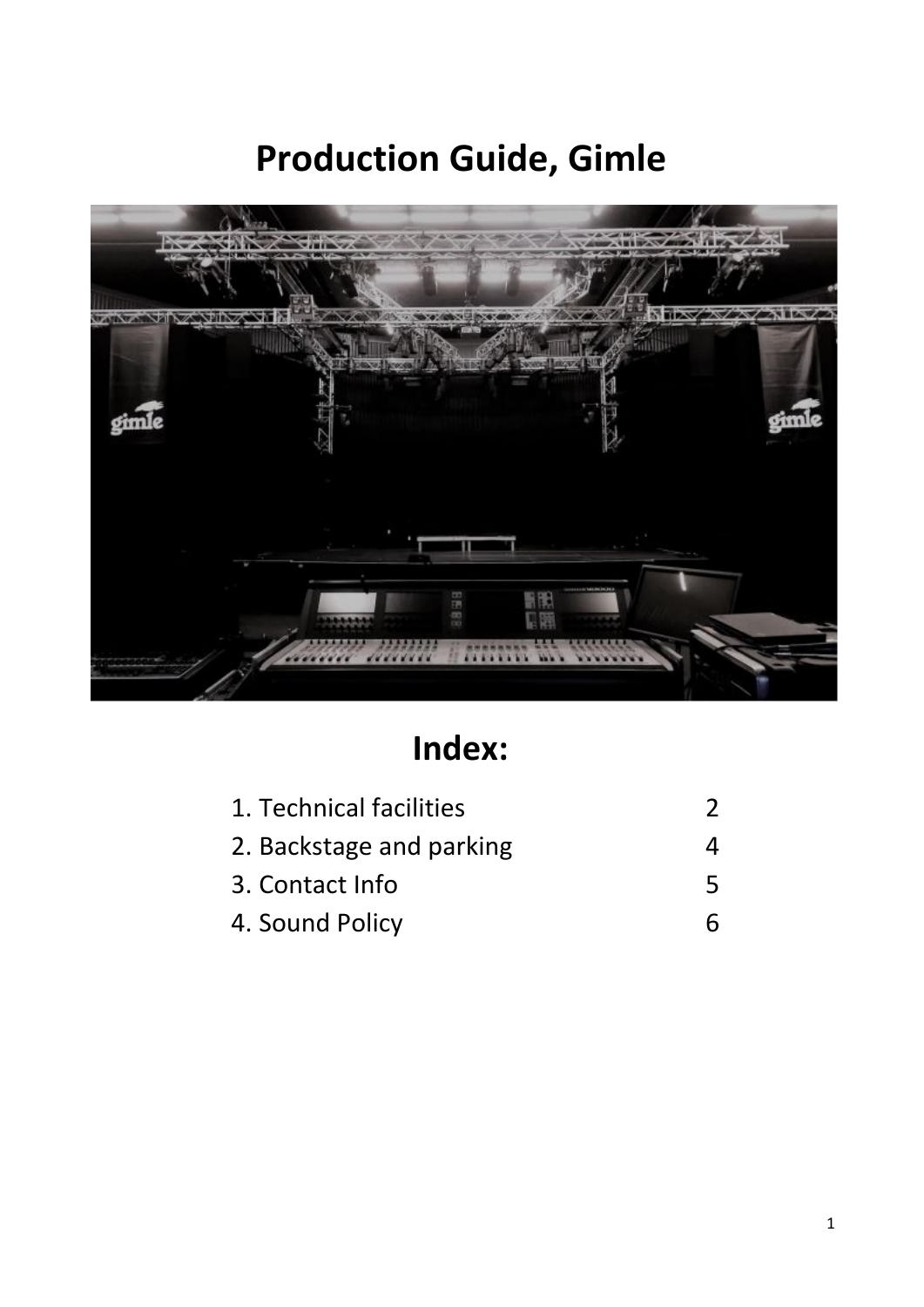# Production Guide, Gimle

## Index:

| | |
|---|---|
| 1. Technical facilities | 2 |
| 2. Backstage and parking | 4 |
| 3. Contact Info | 5 |
| 4. Sound Policy | 6 |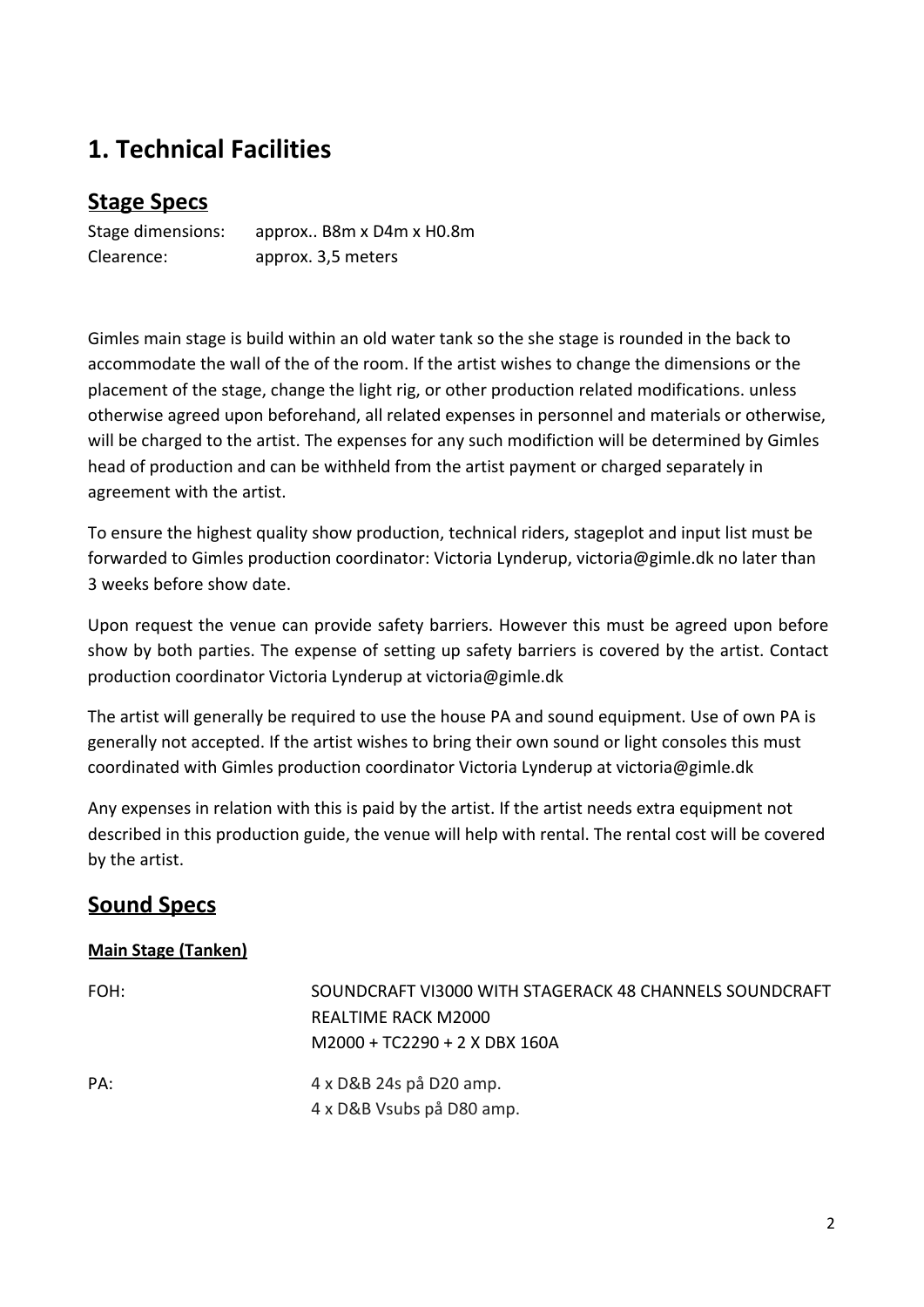# 1. Technical Facilities

## Stage Specs

Stage dimensions: approx.. B8m x D4m x H0.8m
Clearence: approx. 3,5 meters

Gimles main stage is build within an old water tank so the she stage is rounded in the back to accommodate the wall of the of the room. If the artist wishes to change the dimensions or the placement of the stage, change the light rig, or other production related modifications. unless otherwise agreed upon beforehand, all related expenses in personnel and materials or otherwise, will be charged to the artist. The expenses for any such modifiction will be determined by Gimles head of production and can be withheld from the artist payment or charged separately in agreement with the artist.

To ensure the highest quality show production, technical riders, stageplot and input list must be forwarded to Gimles production coordinator: Victoria Lynderup, victoria@gimle.dk no later than 3 weeks before show date.

Upon request the venue can provide safety barriers. However this must be agreed upon before show by both parties. The expense of setting up safety barriers is covered by the artist. Contact production coordinator Victoria Lynderup at victoria@gimle.dk

The artist will generally be required to use the house PA and sound equipment. Use of own PA is generally not accepted. If the artist wishes to bring their own sound or light consoles this must coordinated with Gimles production coordinator Victoria Lynderup at victoria@gimle.dk

Any expenses in relation with this is paid by the artist. If the artist needs extra equipment not described in this production guide, the venue will help with rental. The rental cost will be covered by the artist.

## Sound Specs

### Main Stage (Tanken)

FOH: SOUNDCRAFT VI3000 WITH STAGERACK 48 CHANNELS SOUNDCRAFT REALTIME RACK M2000
M2000 + TC2290 + 2 X DBX 160A

PA: 4 x D&B 24s på D20 amp.
4 x D&B Vsubs på D80 amp.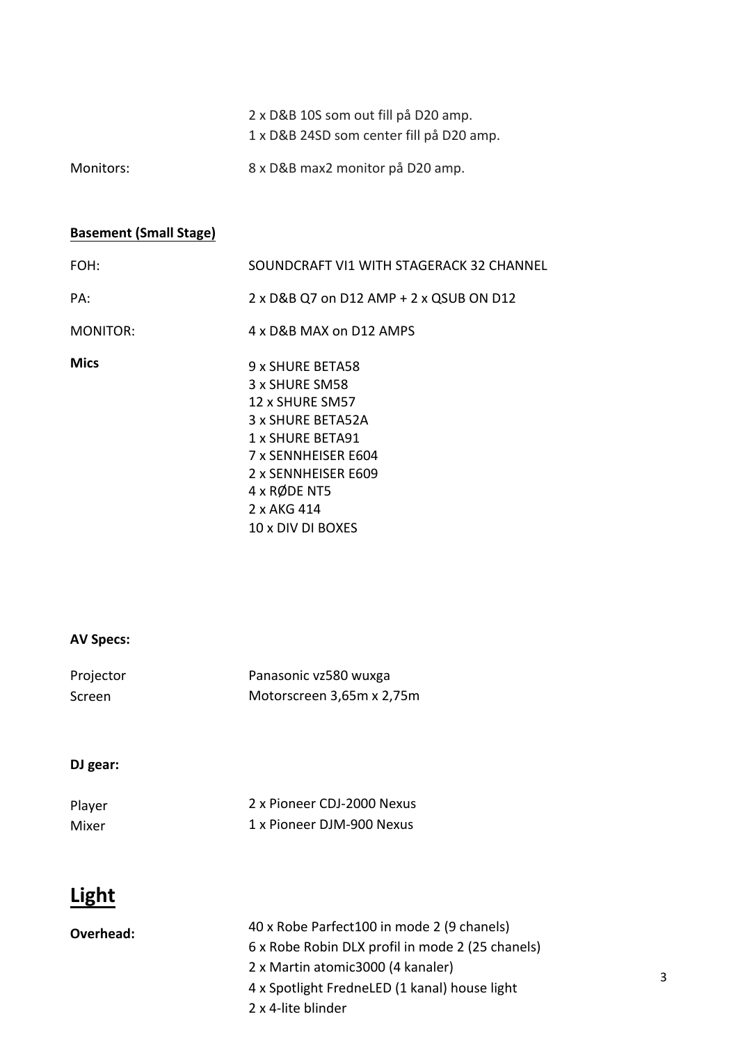| | |
|---|---|
| | 2 x D&B 10S som out fill på D20 amp. |
| | 1 x D&B 24SD som center fill på D20 amp. |
| Monitors: | 8 x D&B max2 monitor på D20 amp. |

**Basement (Small Stage)**

| | |
|---|---|
| FOH: | SOUNDCRAFT VI1 WITH STAGERACK 32 CHANNEL |
| PA: | 2 x D&B Q7 on D12 AMP + 2 x QSUB ON D12 |
| MONITOR: | 4 x D&B MAX on D12 AMPS |
| **Mics** | 9 x SHURE BETA58<br>3 x SHURE SM58<br>12 x SHURE SM57<br>3 x SHURE BETA52A<br>1 x SHURE BETA91<br>7 x SENNHEISER E604<br>2 x SENNHEISER E609<br>4 x RØDE NT5<br>2 x AKG 414<br>10 x DIV DI BOXES |

**AV Specs:**

| | |
|---|---|
| Projector | Panasonic vz580 wuxga |
| Screen | Motorscreen 3,65m x 2,75m |

**DJ gear:**

| | |
|---|---|
| Player | 2 x Pioneer CDJ-2000 Nexus |
| Mixer | 1 x Pioneer DJM-900 Nexus |

# Light

| | |
|---|---|
| **Overhead:** | 40 x Robe Parfect100 in mode 2 (9 chanels)<br>6 x Robe Robin DLX profil in mode 2 (25 chanels)<br>2 x Martin atomic3000 (4 kanaler)<br>4 x Spotlight FredneLED (1 kanal) house light<br>2 x 4-lite blinder |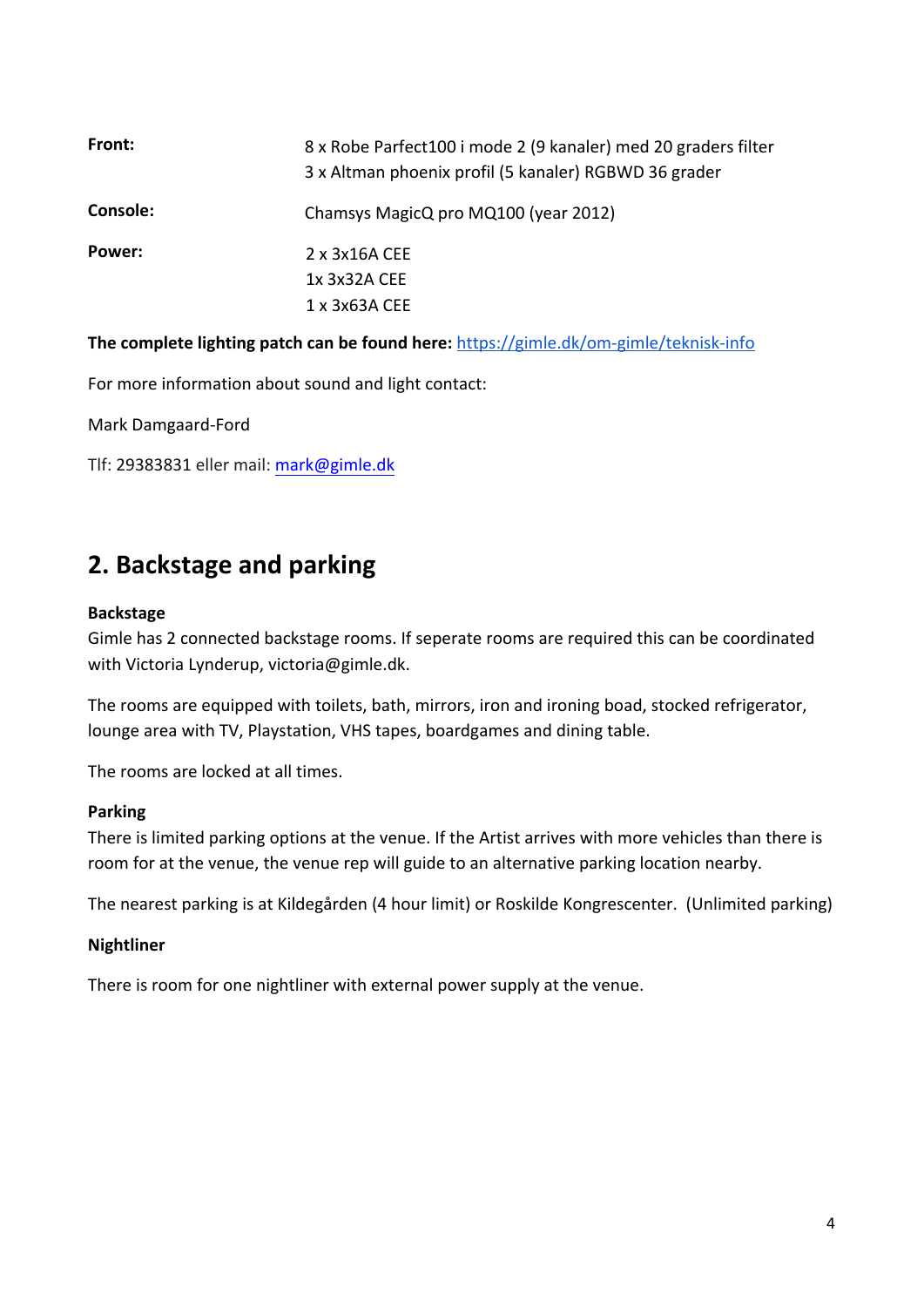| | |
|---|---|
| **Front:** | 8 x Robe Parfect100 i mode 2 (9 kanaler) med 20 graders filter<br>3 x Altman phoenix profil (5 kanaler) RGBWD 36 grader |
| **Console:** | Chamsys MagicQ pro MQ100 (year 2012) |
| **Power:** | 2 x 3x16A CEE<br>1x 3x32A CEE<br>1 x 3x63A CEE |

**The complete lighting patch can be found here:** [https://gimle.dk/om-gimle/teknisk-info](https://gimle.dk/om-gimle/teknisk-info)

For more information about sound and light contact:

Mark Damgaard-Ford

Tlf: 29383831 eller mail: [mark@gimle.dk](mailto:mark@gimle.dk)

## 2. Backstage and parking

**Backstage**
Gimle has 2 connected backstage rooms. If seperate rooms are required this can be coordinated with Victoria Lynderup, victoria@gimle.dk.

The rooms are equipped with toilets, bath, mirrors, iron and ironing boad, stocked refrigerator, lounge area with TV, Playstation, VHS tapes, boardgames and dining table.

The rooms are locked at all times.

**Parking**
There is limited parking options at the venue. If the Artist arrives with more vehicles than there is room for at the venue, the venue rep will guide to an alternative parking location nearby.

The nearest parking is at Kildegården (4 hour limit) or Roskilde Kongrescenter. (Unlimited parking)

**Nightliner**

There is room for one nightliner with external power supply at the venue.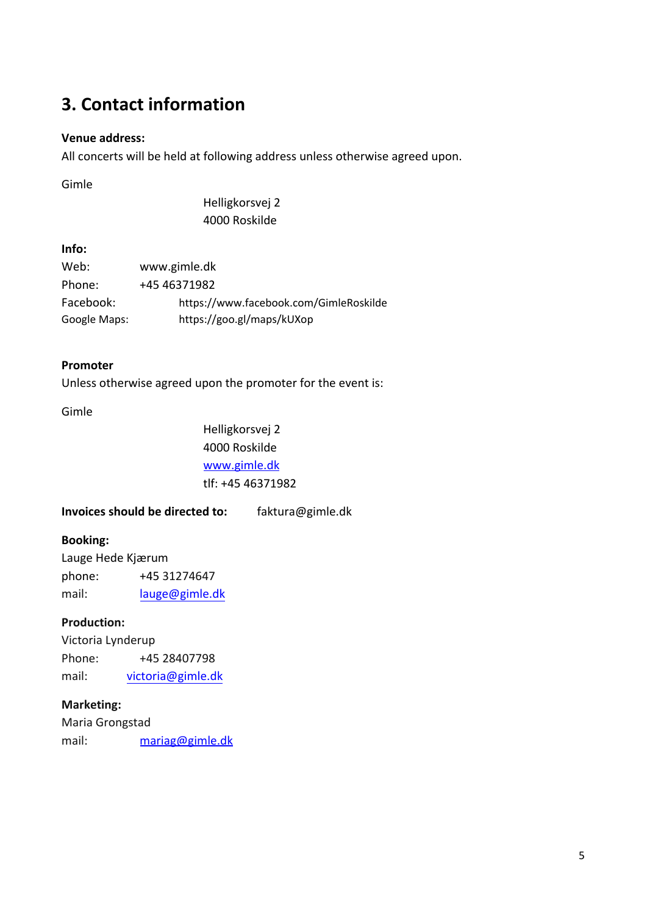## 3. Contact information

**Venue address:**
All concerts will be held at following address unless otherwise agreed upon.

Gimle

Helligkorsvej 2
4000 Roskilde

**Info:**

Web: www.gimle.dk
Phone: +45 46371982
Facebook: https://www.facebook.com/GimleRoskilde
Google Maps: https://goo.gl/maps/kUXop

**Promoter**
Unless otherwise agreed upon the promoter for the event is:

Gimle

Helligkorsvej 2
4000 Roskilde
www.gimle.dk
tlf: +45 46371982

**Invoices should be directed to:** faktura@gimle.dk

**Booking:**
Lauge Hede Kjærum
phone: +45 31274647
mail: lauge@gimle.dk

**Production:**
Victoria Lynderup
Phone: +45 28407798
mail: victoria@gimle.dk

**Marketing:**
Maria Grongstad
mail: mariag@gimle.dk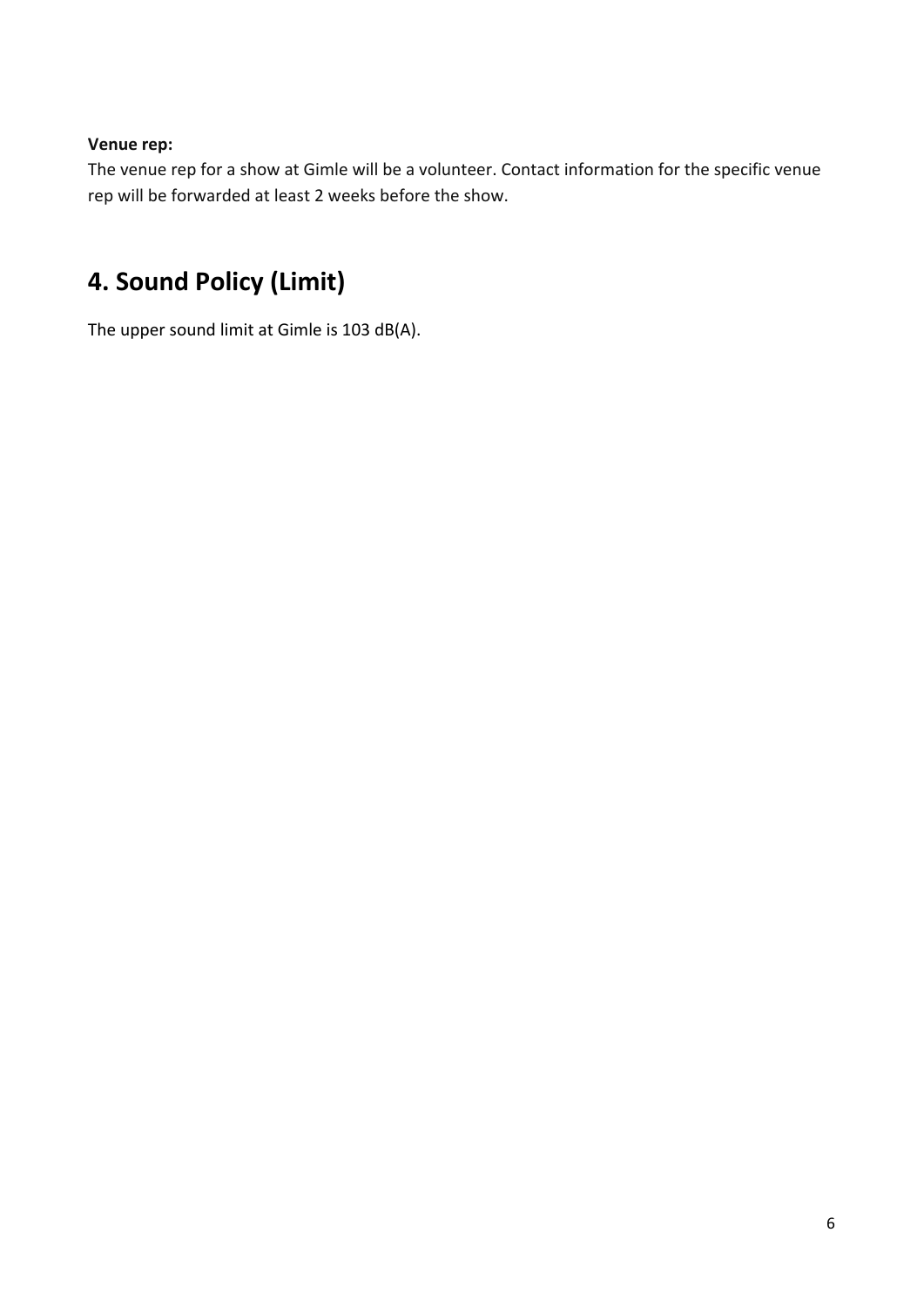**Venue rep:**

The venue rep for a show at Gimle will be a volunteer. Contact information for the specific venue rep will be forwarded at least 2 weeks before the show.

# 4. Sound Policy (Limit)

The upper sound limit at Gimle is 103 dB(A).